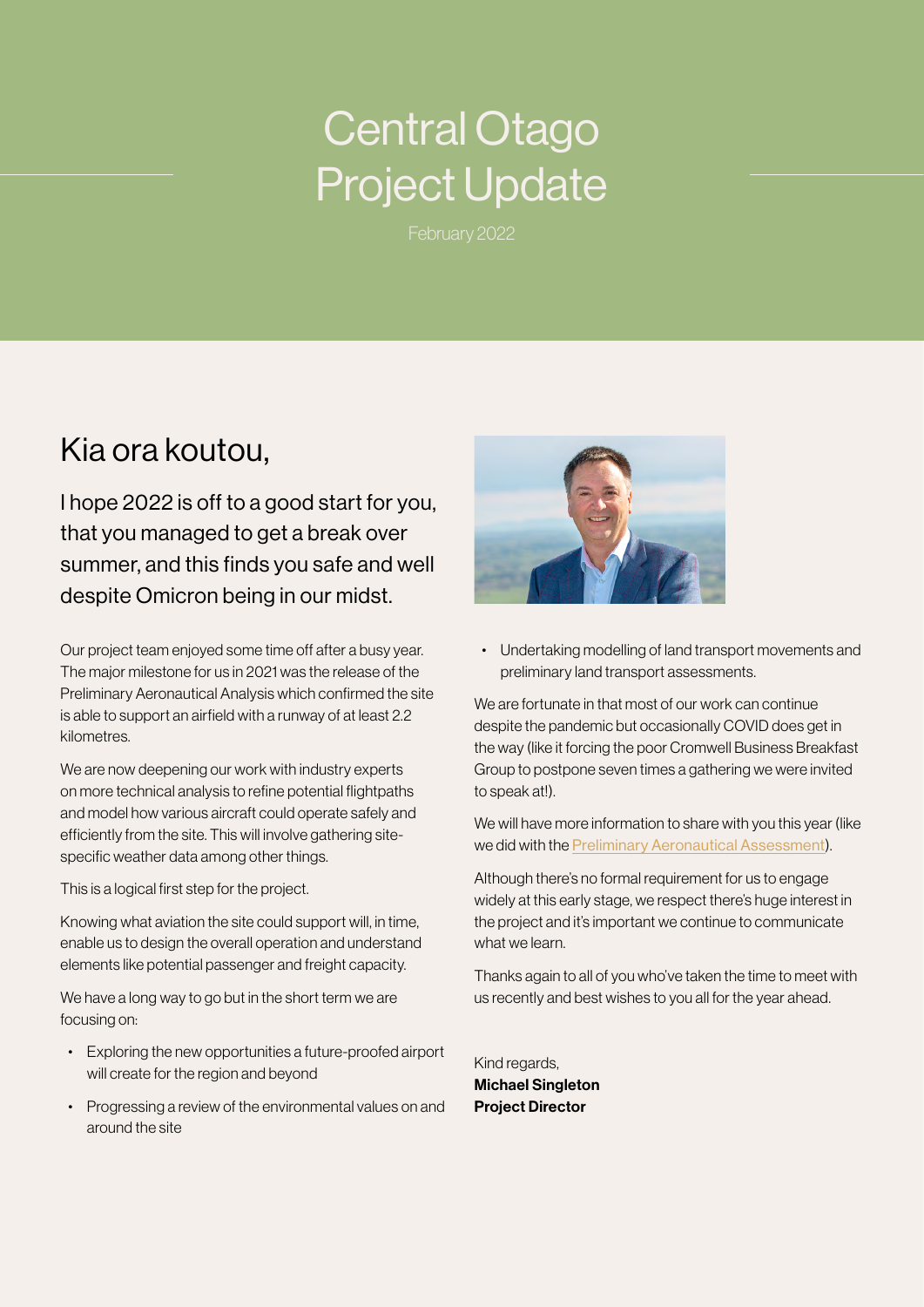# Central Otago Project Update

February 2022

## Kia ora koutou,

I hope 2022 is off to a good start for you, that you managed to get a break over summer, and this finds you safe and well despite Omicron being in our midst.

Our project team enjoyed some time off after a busy year. The major milestone for us in 2021 was the release of the Preliminary Aeronautical Analysis which confirmed the site is able to support an airfield with a runway of at least 2.2 kilometres.

We are now deepening our work with industry experts on more technical analysis to refine potential flightpaths and model how various aircraft could operate safely and efficiently from the site. This will involve gathering site-specific weather data among other things.

This is a logical first step for the project.

Knowing what aviation the site could support will, in time, enable us to design the overall operation and understand elements like potential passenger and freight capacity.

We have a long way to go but in the short term we are focusing on:

- Exploring the new opportunities a future-proofed airport will create for the region and beyond
- Progressing a review of the environmental values on and around the site
- Undertaking modelling of land transport movements and preliminary land transport assessments.

We are fortunate in that most of our work can continue despite the pandemic but occasionally COVID does get in the way (like it forcing the poor Cromwell Business Breakfast Group to postpone seven times a gathering we were invited to speak at!).

We will have more information to share with you this year (like we did with the Preliminary Aeronautical Assessment).

Although there's no formal requirement for us to engage widely at this early stage, we respect there's huge interest in the project and it's important we continue to communicate what we learn.

Thanks again to all of you who've taken the time to meet with us recently and best wishes to you all for the year ahead.

Kind regards,
**Michael Singleton**
**Project Director**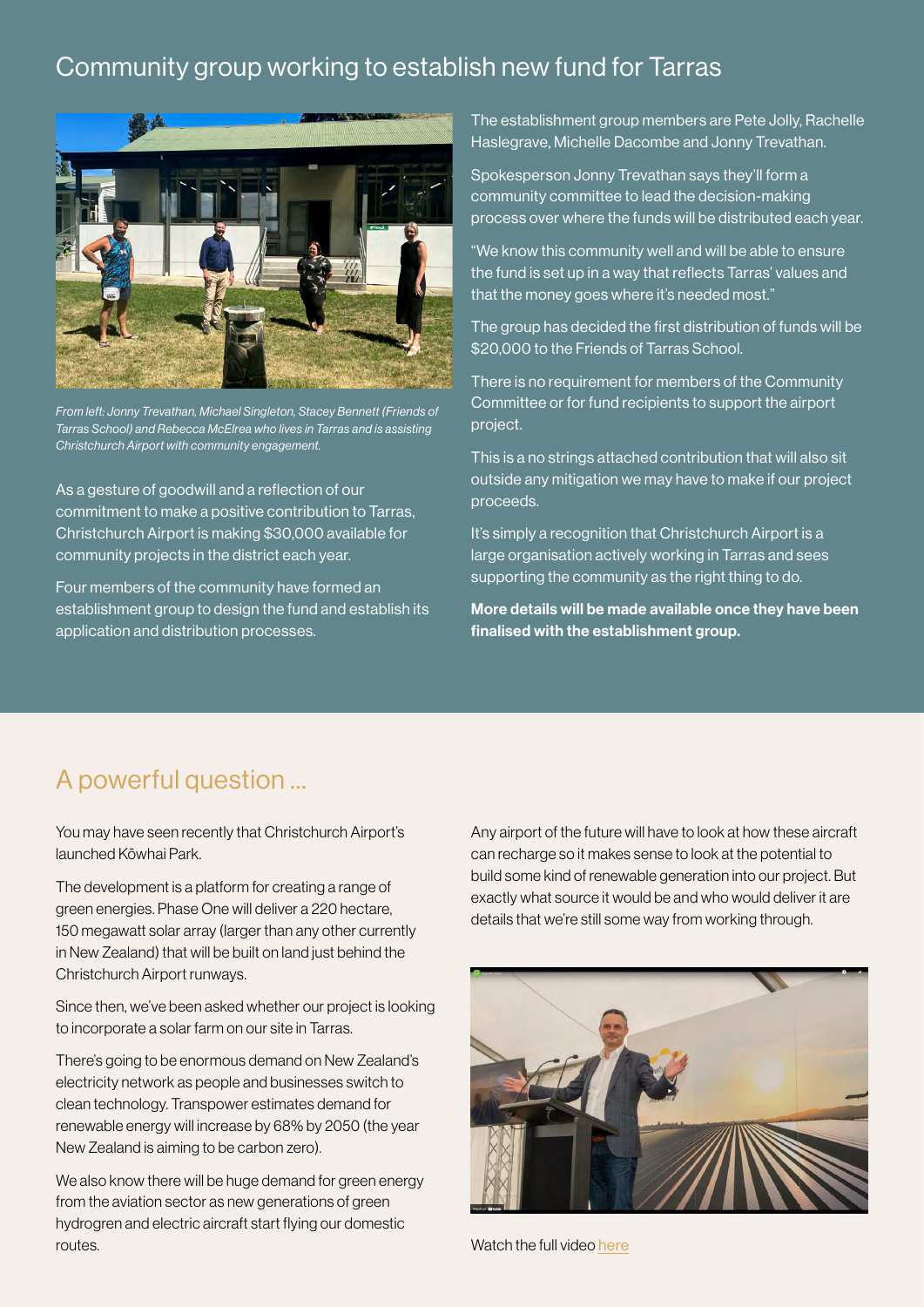## Community group working to establish new fund for Tarras

*From left: Jonny Trevathan, Michael Singleton, Stacey Bennett (Friends of Tarras School) and Rebecca McElrea who lives in Tarras and is assisting Christchurch Airport with community engagement.*

As a gesture of goodwill and a reflection of our commitment to make a positive contribution to Tarras, Christchurch Airport is making $30,000 available for community projects in the district each year.

Four members of the community have formed an establishment group to design the fund and establish its application and distribution processes.

The establishment group members are Pete Jolly, Rachelle Haslegrave, Michelle Dacombe and Jonny Trevathan.

Spokesperson Jonny Trevathan says they'll form a community committee to lead the decision-making process over where the funds will be distributed each year.

"We know this community well and will be able to ensure the fund is set up in a way that reflects Tarras' values and that the money goes where it's needed most."

The group has decided the first distribution of funds will be $20,000 to the Friends of Tarras School.

There is no requirement for members of the Community Committee or for fund recipients to support the airport project.

This is a no strings attached contribution that will also sit outside any mitigation we may have to make if our project proceeds.

It's simply a recognition that Christchurch Airport is a large organisation actively working in Tarras and sees supporting the community as the right thing to do.

**More details will be made available once they have been finalised with the establishment group.**

## A powerful question ...

You may have seen recently that Christchurch Airport's launched Kōwhai Park.

The development is a platform for creating a range of green energies. Phase One will deliver a 220 hectare, 150 megawatt solar array (larger than any other currently in New Zealand) that will be built on land just behind the Christchurch Airport runways.

Since then, we've been asked whether our project is looking to incorporate a solar farm on our site in Tarras.

There's going to be enormous demand on New Zealand's electricity network as people and businesses switch to clean technology. Transpower estimates demand for renewable energy will increase by 68% by 2050 (the year New Zealand is aiming to be carbon zero).

We also know there will be huge demand for green energy from the aviation sector as new generations of green hydrogren and electric aircraft start flying our domestic routes.

Any airport of the future will have to look at how these aircraft can recharge so it makes sense to look at the potential to build some kind of renewable generation into our project. But exactly what source it would be and who would deliver it are details that we're still some way from working through.

Watch the full video here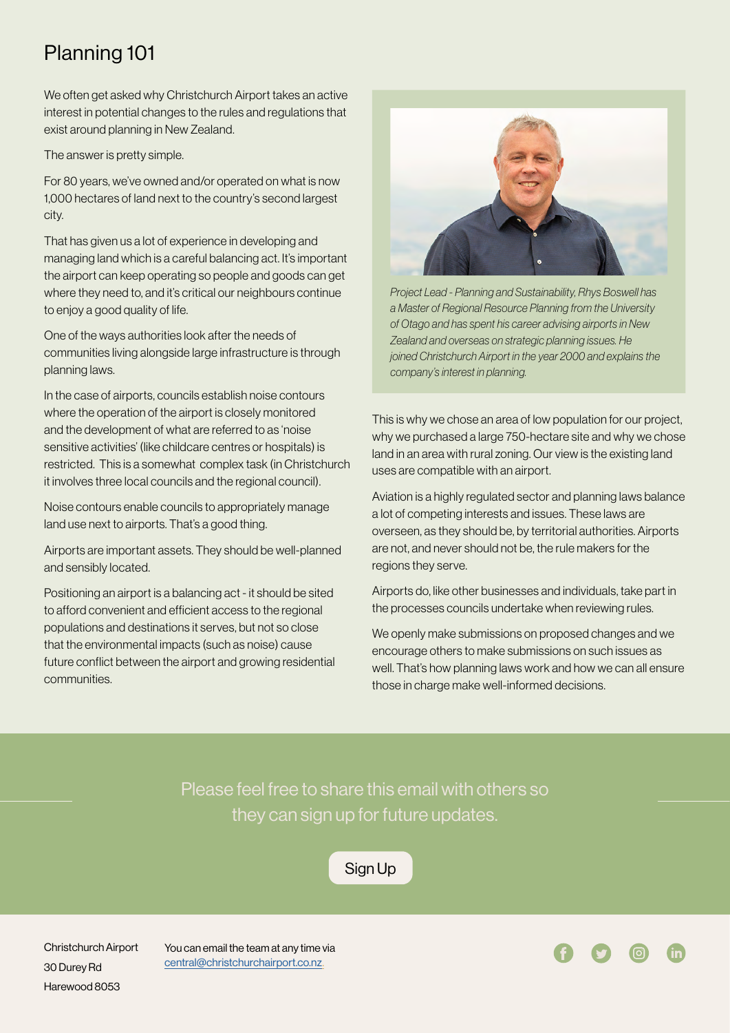# Planning 101

We often get asked why Christchurch Airport takes an active interest in potential changes to the rules and regulations that exist around planning in New Zealand.

The answer is pretty simple.

For 80 years, we've owned and/or operated on what is now 1,000 hectares of land next to the country's second largest city.

That has given us a lot of experience in developing and managing land which is a careful balancing act. It's important the airport can keep operating so people and goods can get where they need to, and it's critical our neighbours continue to enjoy a good quality of life.

One of the ways authorities look after the needs of communities living alongside large infrastructure is through planning laws.

In the case of airports, councils establish noise contours where the operation of the airport is closely monitored and the development of what are referred to as 'noise sensitive activities' (like childcare centres or hospitals) is restricted. This is a somewhat complex task (in Christchurch it involves three local councils and the regional council).

Noise contours enable councils to appropriately manage land use next to airports. That's a good thing.

Airports are important assets. They should be well-planned and sensibly located.

Positioning an airport is a balancing act - it should be sited to afford convenient and efficient access to the regional populations and destinations it serves, but not so close that the environmental impacts (such as noise) cause future conflict between the airport and growing residential communities.

*Project Lead - Planning and Sustainability, Rhys Boswell has a Master of Regional Resource Planning from the University of Otago and has spent his career advising airports in New Zealand and overseas on strategic planning issues. He joined Christchurch Airport in the year 2000 and explains the company's interest in planning.*

This is why we chose an area of low population for our project, why we purchased a large 750-hectare site and why we chose land in an area with rural zoning. Our view is the existing land uses are compatible with an airport.

Aviation is a highly regulated sector and planning laws balance a lot of competing interests and issues. These laws are overseen, as they should be, by territorial authorities. Airports are not, and never should not be, the rule makers for the regions they serve.

Airports do, like other businesses and individuals, take part in the processes councils undertake when reviewing rules.

We openly make submissions on proposed changes and we encourage others to make submissions on such issues as well. That's how planning laws work and how we can all ensure those in charge make well-informed decisions.

Please feel free to share this email with others so they can sign up for future updates.

Sign Up

Christchurch Airport
30 Durey Rd
Harewood 8053

You can email the team at any time via central@christchurchairport.co.nz.